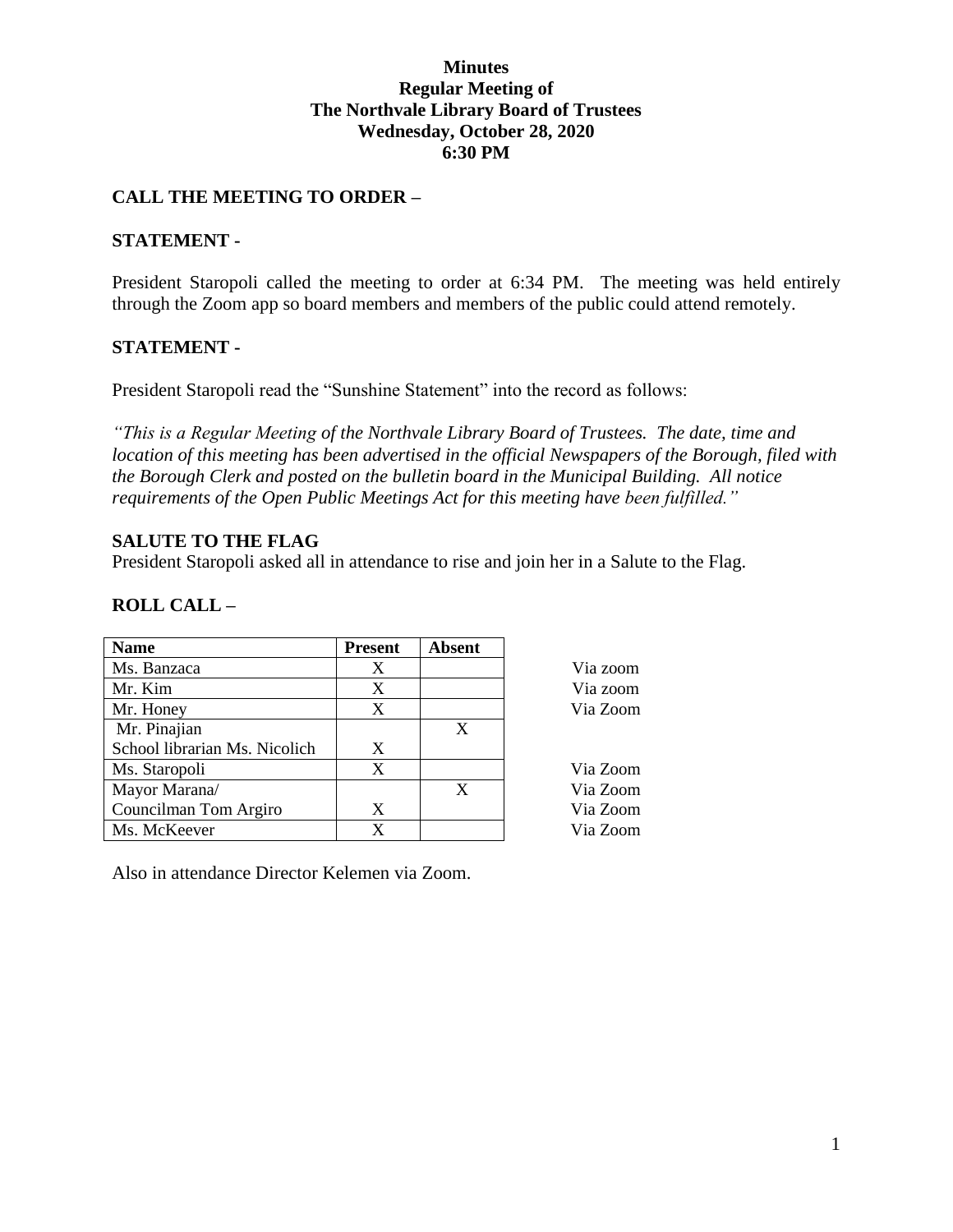**Minutes**
**Regular Meeting of**
**The Northvale Library Board of Trustees**
**Wednesday, October 28, 2020**
**6:30 PM**

## CALL THE MEETING TO ORDER –

## STATEMENT -

President Staropoli called the meeting to order at 6:34 PM. The meeting was held entirely through the Zoom app so board members and members of the public could attend remotely.

## STATEMENT -

President Staropoli read the "Sunshine Statement" into the record as follows:

*"This is a Regular Meeting of the Northvale Library Board of Trustees. The date, time and location of this meeting has been advertised in the official Newspapers of the Borough, filed with the Borough Clerk and posted on the bulletin board in the Municipal Building. All notice requirements of the Open Public Meetings Act for this meeting have been fulfilled."*

## SALUTE TO THE FLAG

President Staropoli asked all in attendance to rise and join her in a Salute to the Flag.

## ROLL CALL –

| Name | Present | Absent | |
|---|---|---|---|
| Ms. Banzaca | X | | Via zoom |
| Mr. Kim | X | | Via zoom |
| Mr. Honey | X | | Via Zoom |
| Mr. Pinajian | | X | |
| School librarian Ms. Nicolich | X | | |
| Ms. Staropoli | X | | Via Zoom |
| Mayor Marana/ | | X | Via Zoom |
| Councilman Tom Argiro | X | | Via Zoom |
| Ms. McKeever | X | | Via Zoom |

Also in attendance Director Kelemen via Zoom.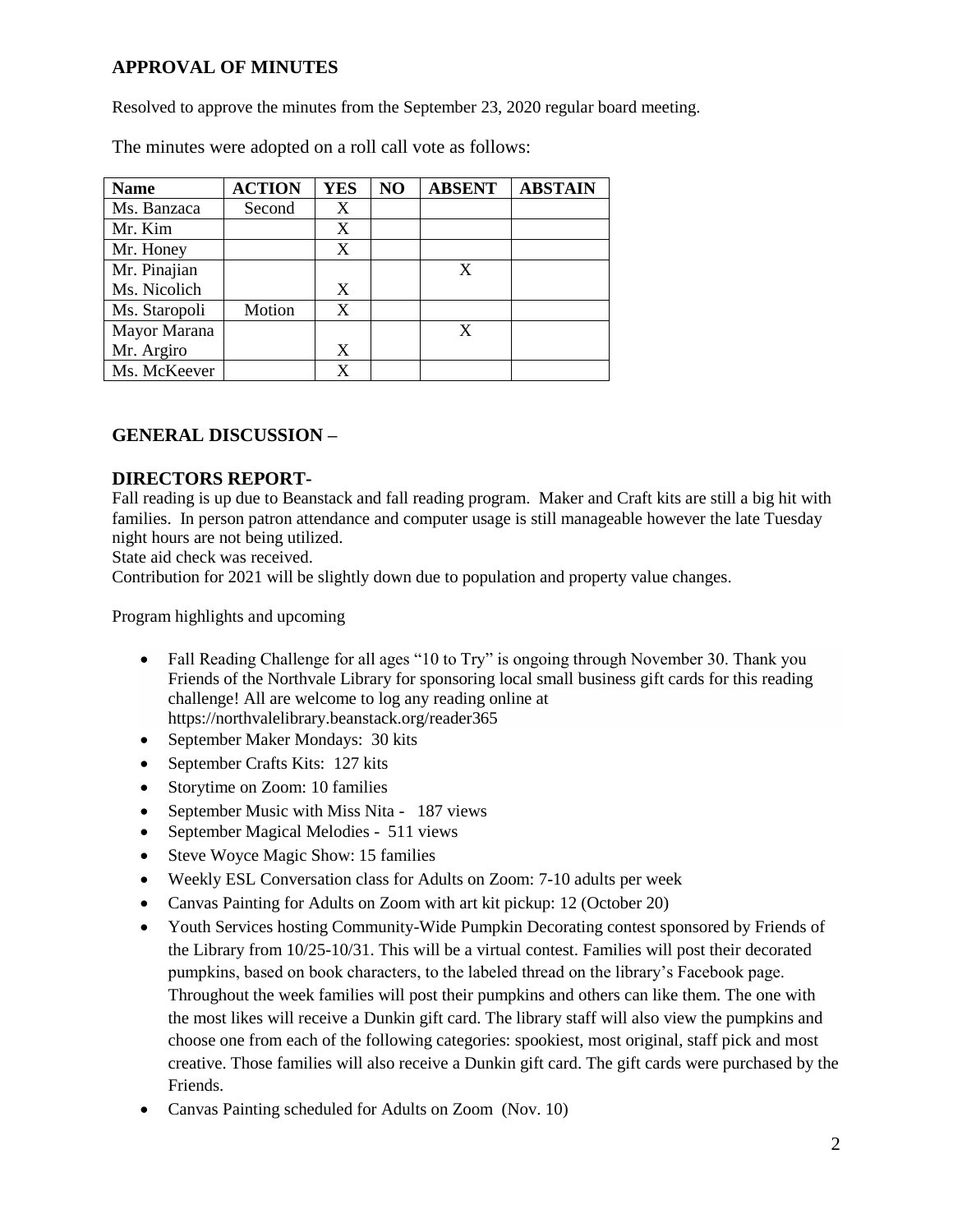## APPROVAL OF MINUTES

Resolved to approve the minutes from the September 23, 2020 regular board meeting.

The minutes were adopted on a roll call vote as follows:

| Name | ACTION | YES | NO | ABSENT | ABSTAIN |
|---|---|---|---|---|---|
| Ms. Banzaca | Second | X | | | |
| Mr. Kim | | X | | | |
| Mr. Honey | | X | | | |
| Mr. Pinajian | | | | X | |
| Ms. Nicolich | | X | | | |
| Ms. Staropoli | Motion | X | | | |
| Mayor Marana | | | | X | |
| Mr. Argiro | | X | | | |
| Ms. McKeever | | X | | | |

## GENERAL DISCUSSION –

### DIRECTORS REPORT-

Fall reading is up due to Beanstack and fall reading program. Maker and Craft kits are still a big hit with families. In person patron attendance and computer usage is still manageable however the late Tuesday night hours are not being utilized.
State aid check was received.
Contribution for 2021 will be slightly down due to population and property value changes.

Program highlights and upcoming

- Fall Reading Challenge for all ages "10 to Try" is ongoing through November 30. Thank you Friends of the Northvale Library for sponsoring local small business gift cards for this reading challenge! All are welcome to log any reading online at https://northvalelibrary.beanstack.org/reader365
- September Maker Mondays: 30 kits
- September Crafts Kits: 127 kits
- Storytime on Zoom: 10 families
- September Music with Miss Nita - 187 views
- September Magical Melodies - 511 views
- Steve Woyce Magic Show: 15 families
- Weekly ESL Conversation class for Adults on Zoom: 7-10 adults per week
- Canvas Painting for Adults on Zoom with art kit pickup: 12 (October 20)
- Youth Services hosting Community-Wide Pumpkin Decorating contest sponsored by Friends of the Library from 10/25-10/31. This will be a virtual contest. Families will post their decorated pumpkins, based on book characters, to the labeled thread on the library's Facebook page. Throughout the week families will post their pumpkins and others can like them. The one with the most likes will receive a Dunkin gift card. The library staff will also view the pumpkins and choose one from each of the following categories: spookiest, most original, staff pick and most creative. Those families will also receive a Dunkin gift card. The gift cards were purchased by the Friends.
- Canvas Painting scheduled for Adults on Zoom (Nov. 10)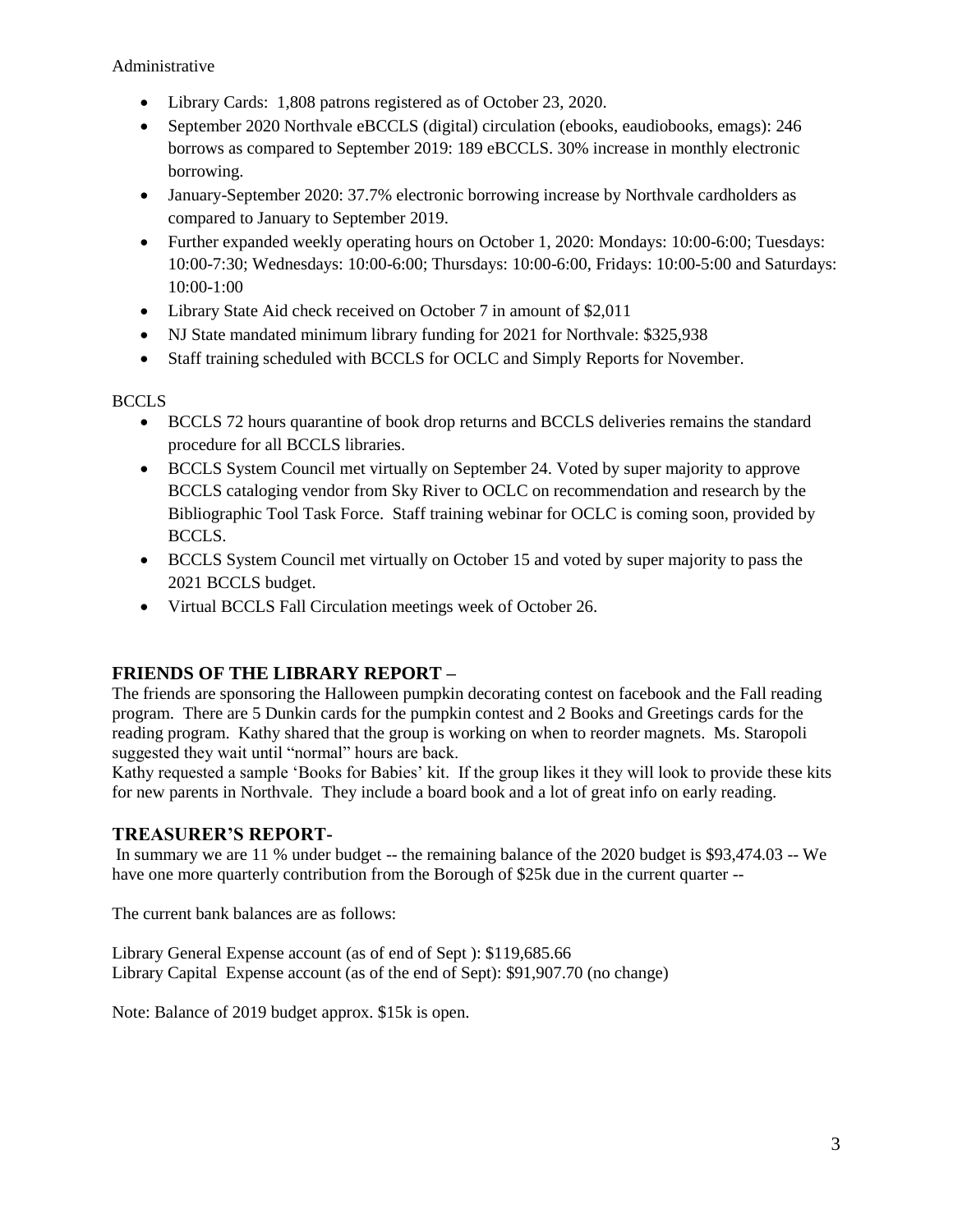Administrative

- Library Cards: 1,808 patrons registered as of October 23, 2020.
- September 2020 Northvale eBCCLS (digital) circulation (ebooks, eaudiobooks, emags): 246 borrows as compared to September 2019: 189 eBCCLS. 30% increase in monthly electronic borrowing.
- January-September 2020: 37.7% electronic borrowing increase by Northvale cardholders as compared to January to September 2019.
- Further expanded weekly operating hours on October 1, 2020: Mondays: 10:00-6:00; Tuesdays: 10:00-7:30; Wednesdays: 10:00-6:00; Thursdays: 10:00-6:00, Fridays: 10:00-5:00 and Saturdays: 10:00-1:00
- Library State Aid check received on October 7 in amount of $2,011
- NJ State mandated minimum library funding for 2021 for Northvale: $325,938
- Staff training scheduled with BCCLS for OCLC and Simply Reports for November.

BCCLS

- BCCLS 72 hours quarantine of book drop returns and BCCLS deliveries remains the standard procedure for all BCCLS libraries.
- BCCLS System Council met virtually on September 24. Voted by super majority to approve BCCLS cataloging vendor from Sky River to OCLC on recommendation and research by the Bibliographic Tool Task Force. Staff training webinar for OCLC is coming soon, provided by BCCLS.
- BCCLS System Council met virtually on October 15 and voted by super majority to pass the 2021 BCCLS budget.
- Virtual BCCLS Fall Circulation meetings week of October 26.

## FRIENDS OF THE LIBRARY REPORT –

The friends are sponsoring the Halloween pumpkin decorating contest on facebook and the Fall reading program. There are 5 Dunkin cards for the pumpkin contest and 2 Books and Greetings cards for the reading program. Kathy shared that the group is working on when to reorder magnets. Ms. Staropoli suggested they wait until "normal" hours are back.

Kathy requested a sample 'Books for Babies' kit. If the group likes it they will look to provide these kits for new parents in Northvale. They include a board book and a lot of great info on early reading.

## TREASURER'S REPORT-

In summary we are 11 % under budget -- the remaining balance of the 2020 budget is $93,474.03 -- We have one more quarterly contribution from the Borough of $25k due in the current quarter --

The current bank balances are as follows:

Library General Expense account (as of end of Sept ): $119,685.66
Library Capital Expense account (as of the end of Sept): $91,907.70 (no change)

Note: Balance of 2019 budget approx. $15k is open.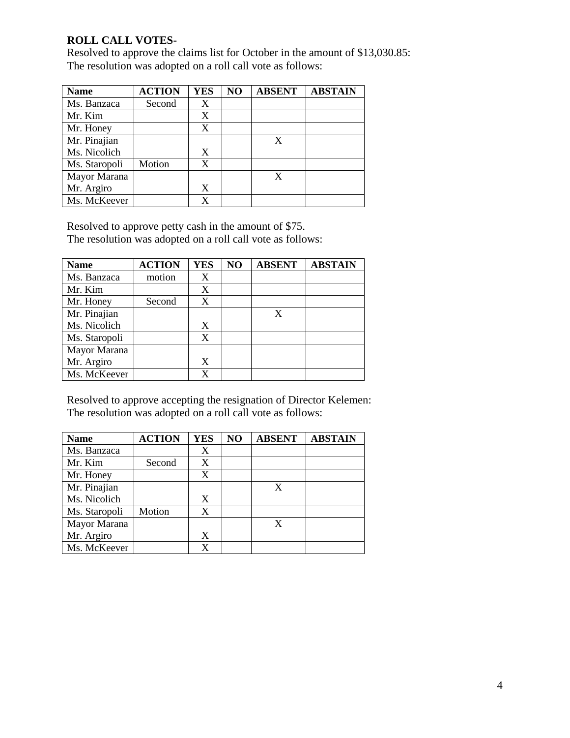**ROLL CALL VOTES-**

Resolved to approve the claims list for October in the amount of $13,030.85:
The resolution was adopted on a roll call vote as follows:

| Name | ACTION | YES | NO | ABSENT | ABSTAIN |
| --- | --- | --- | --- | --- | --- |
| Ms. Banzaca | Second | X | | | |
| Mr. Kim | | X | | | |
| Mr. Honey | | X | | | |
| Mr. Pinajian | | | | X | |
| Ms. Nicolich | | X | | | |
| Ms. Staropoli | Motion | X | | | |
| Mayor Marana | | | | X | |
| Mr. Argiro | | X | | | |
| Ms. McKeever | | X | | | |

Resolved to approve petty cash in the amount of $75.
The resolution was adopted on a roll call vote as follows:

| Name | ACTION | YES | NO | ABSENT | ABSTAIN |
| --- | --- | --- | --- | --- | --- |
| Ms. Banzaca | motion | X | | | |
| Mr. Kim | | X | | | |
| Mr. Honey | Second | X | | | |
| Mr. Pinajian | | | | X | |
| Ms. Nicolich | | X | | | |
| Ms. Staropoli | | X | | | |
| Mayor Marana | | | | | |
| Mr. Argiro | | X | | | |
| Ms. McKeever | | X | | | |

Resolved to approve accepting the resignation of Director Kelemen:
The resolution was adopted on a roll call vote as follows:

| Name | ACTION | YES | NO | ABSENT | ABSTAIN |
| --- | --- | --- | --- | --- | --- |
| Ms. Banzaca | | X | | | |
| Mr. Kim | Second | X | | | |
| Mr. Honey | | X | | | |
| Mr. Pinajian | | | | X | |
| Ms. Nicolich | | X | | | |
| Ms. Staropoli | Motion | X | | | |
| Mayor Marana | | | | X | |
| Mr. Argiro | | X | | | |
| Ms. McKeever | | X | | | |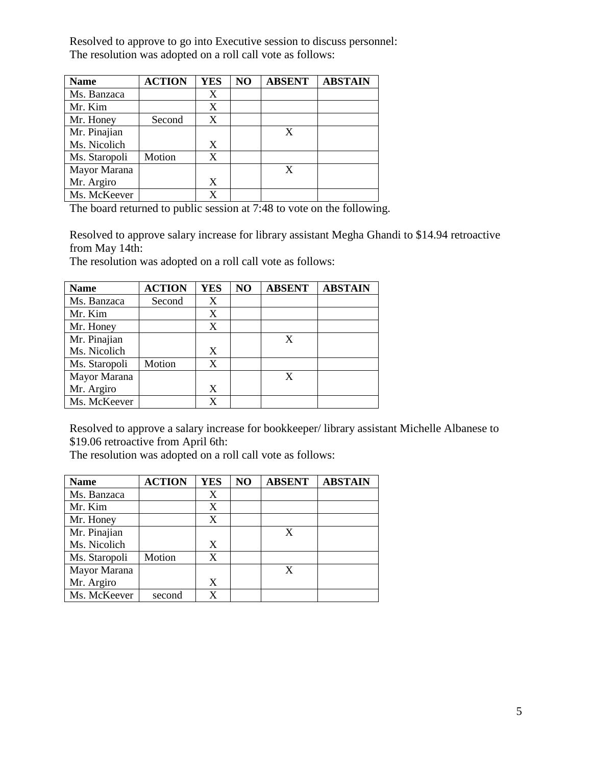Resolved to approve to go into Executive session to discuss personnel:
The resolution was adopted on a roll call vote as follows:

| Name | ACTION | YES | NO | ABSENT | ABSTAIN |
|---|---|---|---|---|---|
| Ms. Banzaca | | X | | | |
| Mr. Kim | | X | | | |
| Mr. Honey | Second | X | | | |
| Mr. Pinajian | | | | X | |
| Ms. Nicolich | | X | | | |
| Ms. Staropoli | Motion | X | | | |
| Mayor Marana | | | | X | |
| Mr. Argiro | | X | | | |
| Ms. McKeever | | X | | | |

The board returned to public session at 7:48 to vote on the following.

Resolved to approve salary increase for library assistant Megha Ghandi to $14.94 retroactive from May 14th:
The resolution was adopted on a roll call vote as follows:

| Name | ACTION | YES | NO | ABSENT | ABSTAIN |
|---|---|---|---|---|---|
| Ms. Banzaca | Second | X | | | |
| Mr. Kim | | X | | | |
| Mr. Honey | | X | | | |
| Mr. Pinajian | | | | X | |
| Ms. Nicolich | | X | | | |
| Ms. Staropoli | Motion | X | | | |
| Mayor Marana | | | | X | |
| Mr. Argiro | | X | | | |
| Ms. McKeever | | X | | | |

Resolved to approve a salary increase for bookkeeper/ library assistant Michelle Albanese to $19.06 retroactive from April 6th:
The resolution was adopted on a roll call vote as follows:

| Name | ACTION | YES | NO | ABSENT | ABSTAIN |
|---|---|---|---|---|---|
| Ms. Banzaca | | X | | | |
| Mr. Kim | | X | | | |
| Mr. Honey | | X | | | |
| Mr. Pinajian | | | | X | |
| Ms. Nicolich | | X | | | |
| Ms. Staropoli | Motion | X | | | |
| Mayor Marana | | | | X | |
| Mr. Argiro | | X | | | |
| Ms. McKeever | second | X | | | |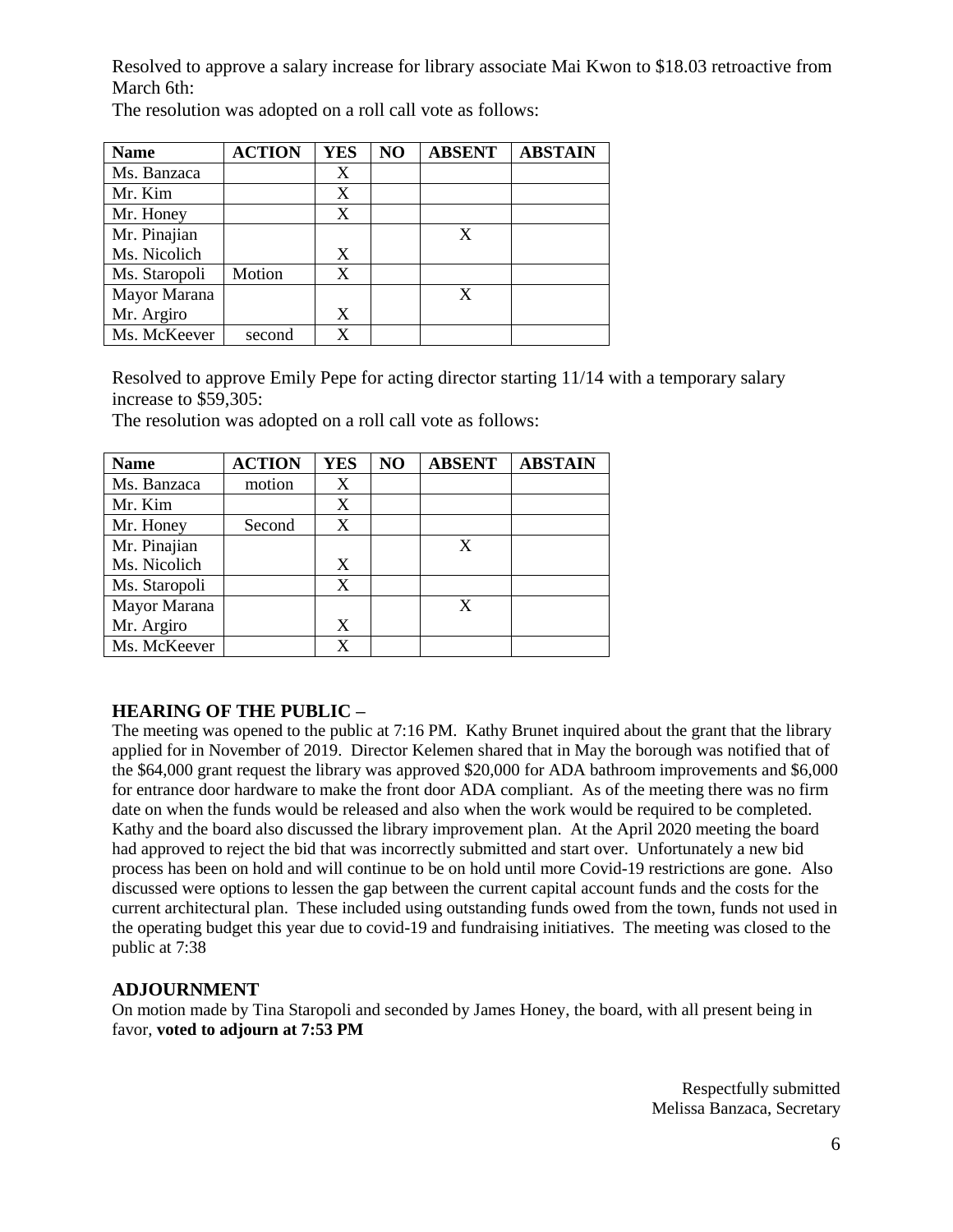Resolved to approve a salary increase for library associate Mai Kwon to $18.03 retroactive from March 6th:

The resolution was adopted on a roll call vote as follows:

| Name | ACTION | YES | NO | ABSENT | ABSTAIN |
|---|---|---|---|---|---|
| Ms. Banzaca | | X | | | |
| Mr. Kim | | X | | | |
| Mr. Honey | | X | | | |
| Mr. Pinajian | | | | X | |
| Ms. Nicolich | | X | | | |
| Ms. Staropoli | Motion | X | | | |
| Mayor Marana | | | | X | |
| Mr. Argiro | | X | | | |
| Ms. McKeever | second | X | | | |

Resolved to approve Emily Pepe for acting director starting 11/14 with a temporary salary increase to $59,305:

The resolution was adopted on a roll call vote as follows:

| Name | ACTION | YES | NO | ABSENT | ABSTAIN |
|---|---|---|---|---|---|
| Ms. Banzaca | motion | X | | | |
| Mr. Kim | | X | | | |
| Mr. Honey | Second | X | | | |
| Mr. Pinajian | | | | X | |
| Ms. Nicolich | | X | | | |
| Ms. Staropoli | | X | | | |
| Mayor Marana | | | | X | |
| Mr. Argiro | | X | | | |
| Ms. McKeever | | X | | | |

## HEARING OF THE PUBLIC –

The meeting was opened to the public at 7:16 PM. Kathy Brunet inquired about the grant that the library applied for in November of 2019. Director Kelemen shared that in May the borough was notified that of the $64,000 grant request the library was approved $20,000 for ADA bathroom improvements and $6,000 for entrance door hardware to make the front door ADA compliant. As of the meeting there was no firm date on when the funds would be released and also when the work would be required to be completed. Kathy and the board also discussed the library improvement plan. At the April 2020 meeting the board had approved to reject the bid that was incorrectly submitted and start over. Unfortunately a new bid process has been on hold and will continue to be on hold until more Covid-19 restrictions are gone. Also discussed were options to lessen the gap between the current capital account funds and the costs for the current architectural plan. These included using outstanding funds owed from the town, funds not used in the operating budget this year due to covid-19 and fundraising initiatives. The meeting was closed to the public at 7:38

## ADJOURNMENT

On motion made by Tina Staropoli and seconded by James Honey, the board, with all present being in favor, **voted to adjourn at 7:53 PM**

Respectfully submitted
Melissa Banzaca, Secretary